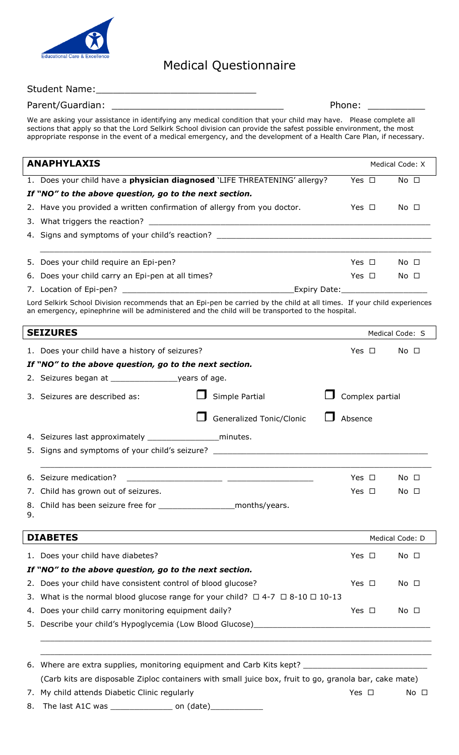Educational Care & Excellence

# Medical Questionnaire

Student Name:\_\_\_\_\_\_\_\_\_\_\_\_\_\_\_\_\_\_\_\_\_\_\_\_\_\_\_\_

Parent/Guardian: \_\_\_\_\_\_\_\_\_\_\_\_\_\_\_\_\_\_\_\_\_\_\_\_\_\_\_\_\_\_ Phone: \_\_\_\_\_\_\_\_\_\_

We are asking your assistance in identifying any medical condition that your child may have. Please complete all sections that apply so that the Lord Selkirk School division can provide the safest possible environment, the most appropriate response in the event of a medical emergency, and the development of a Health Care Plan, if necessary.

## ANAPHYLAXIS

Medical Code: X

1. Does your child have a **physician diagnosed** 'LIFE THREATENING' allergy? Yes ☐ No ☐

***If "NO" to the above question, go to the next section.***

2. Have you provided a written confirmation of allergy from you doctor. Yes ☐ No ☐
3. What triggers the reaction? \_\_\_\_\_\_\_\_\_\_\_\_\_\_\_\_\_\_\_\_\_\_\_\_\_\_\_\_\_\_\_\_\_\_\_\_\_\_\_\_\_\_\_\_\_\_\_\_\_\_\_\_
4. Signs and symptoms of your child's reaction? \_\_\_\_\_\_\_\_\_\_\_\_\_\_\_\_\_\_\_\_\_\_\_\_\_\_\_\_\_\_\_\_\_\_\_\_\_\_\_\_\_\_\_\_
5. Does your child require an Epi-pen? Yes ☐ No ☐
6. Does your child carry an Epi-pen at all times? Yes ☐ No ☐
7. Location of Epi-pen? \_\_\_\_\_\_\_\_\_\_\_\_\_\_\_\_\_\_\_\_\_\_\_\_\_\_\_\_\_\_\_\_\_\_\_\_Expiry Date:\_\_\_\_\_\_\_\_\_\_\_\_\_\_\_\_\_\_

Lord Selkirk School Division recommends that an Epi-pen be carried by the child at all times. If your child experiences an emergency, epinephrine will be administered and the child will be transported to the hospital.

## SEIZURES

Medical Code: S

1. Does your child have a history of seizures? Yes ☐ No ☐

***If "NO" to the above question, go to the next section.***

2. Seizures began at \_\_\_\_\_\_\_\_\_\_\_\_\_\_years of age.
3. Seizures are described as: ☐ Simple Partial ☐ Complex partial ☐ Generalized Tonic/Clonic ☐ Absence
4. Seizures last approximately \_\_\_\_\_\_\_\_\_\_\_\_\_\_\_minutes.
5. Signs and symptoms of your child's seizure? \_\_\_\_\_\_\_\_\_\_\_\_\_\_\_\_\_\_\_\_\_\_\_\_\_\_\_\_\_\_\_\_\_\_\_\_\_\_\_\_\_\_\_\_
6. Seizure medication? \_\_\_\_\_\_\_\_\_\_\_\_\_\_\_\_\_\_\_\_ \_\_\_\_\_\_\_\_\_\_\_\_\_\_\_\_\_\_ Yes ☐ No ☐
7. Child has grown out of seizures. Yes ☐ No ☐
8. Child has been seizure free for \_\_\_\_\_\_\_\_\_\_\_\_\_\_\_\_months/years.
9.

## DIABETES

Medical Code: D

1. Does your child have diabetes? Yes ☐ No ☐

***If "NO" to the above question, go to the next section.***

2. Does your child have consistent control of blood glucose? Yes ☐ No ☐
3. What is the normal blood glucose range for your child? ☐ 4-7 ☐ 8-10 ☐ 10-13
4. Does your child carry monitoring equipment daily? Yes ☐ No ☐
5. Describe your child's Hypoglycemia (Low Blood Glucose)\_\_\_\_\_\_\_\_\_\_\_\_\_\_\_\_\_\_\_\_\_\_\_\_\_\_\_\_\_\_\_\_\_\_\_\_
6. Where are extra supplies, monitoring equipment and Carb Kits kept? \_\_\_\_\_\_\_\_\_\_\_\_\_\_\_\_\_\_\_\_\_\_\_\_\_\_

   (Carb kits are disposable Ziploc containers with small juice box, fruit to go, granola bar, cake mate)
7. My child attends Diabetic Clinic regularly Yes ☐ No ☐
8. The last A1C was \_\_\_\_\_\_\_\_\_\_\_\_\_ on (date)\_\_\_\_\_\_\_\_\_\_\_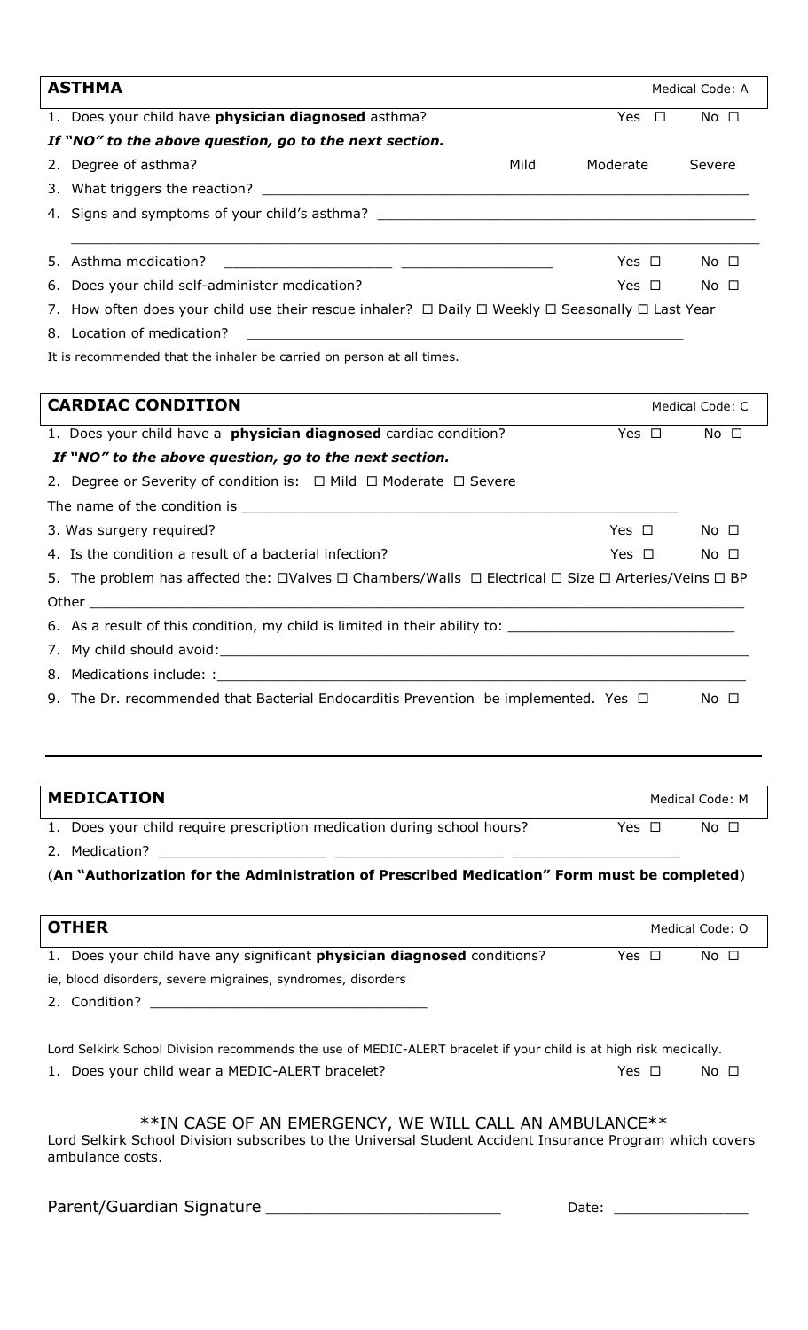## ASTHMA

Medical Code: A

1. Does your child have **physician diagnosed** asthma? Yes ☐ No ☐

***If "NO" to the above question, go to the next section.***

2. Degree of asthma? Mild Moderate Severe
3. What triggers the reaction? ______________________________________________________________
4. Signs and symptoms of your child's asthma? ______________________________________________

_____________________________________________________________________________________

5. Asthma medication? ____________________ __________________ Yes ☐ No ☐
6. Does your child self-administer medication? Yes ☐ No ☐
7. How often does your child use their rescue inhaler? ☐ Daily ☐ Weekly ☐ Seasonally ☐ Last Year
8. Location of medication? ______________________________________________________

It is recommended that the inhaler be carried on person at all times.

## CARDIAC CONDITION

Medical Code: C

1. Does your child have a **physician diagnosed** cardiac condition? Yes ☐ No ☐

***If "NO" to the above question, go to the next section.***

2. Degree or Severity of condition is: ☐ Mild ☐ Moderate ☐ Severe

The name of the condition is ______________________________________________________

3. Was surgery required? Yes ☐ No ☐
4. Is the condition a result of a bacterial infection? Yes ☐ No ☐
5. The problem has affected the: ☐Valves ☐ Chambers/Walls ☐ Electrical ☐ Size ☐ Arteries/Veins ☐ BP

Other ______________________________________________________________________________

6. As a result of this condition, my child is limited in their ability to: ___________________________
7. My child should avoid:_________________________________________________________________
8. Medications include: :_________________________________________________________________
9. The Dr. recommended that Bacterial Endocarditis Prevention be implemented. Yes ☐ No ☐

## MEDICATION

Medical Code: M

1. Does your child require prescription medication during school hours? Yes ☐ No ☐
2. Medication? ___________________ ___________________ ___________________

(**An "Authorization for the Administration of Prescribed Medication" Form must be completed**)

## OTHER

Medical Code: O

1. Does your child have any significant **physician diagnosed** conditions? Yes ☐ No ☐

ie, blood disorders, severe migraines, syndromes, disorders

2. Condition? _________________________________

Lord Selkirk School Division recommends the use of MEDIC-ALERT bracelet if your child is at high risk medically.

1. Does your child wear a MEDIC-ALERT bracelet? Yes ☐ No ☐

\*\*IN CASE OF AN EMERGENCY, WE WILL CALL AN AMBULANCE\*\*

Lord Selkirk School Division subscribes to the Universal Student Accident Insurance Program which covers ambulance costs.

Parent/Guardian Signature _________________________ Date: _______________